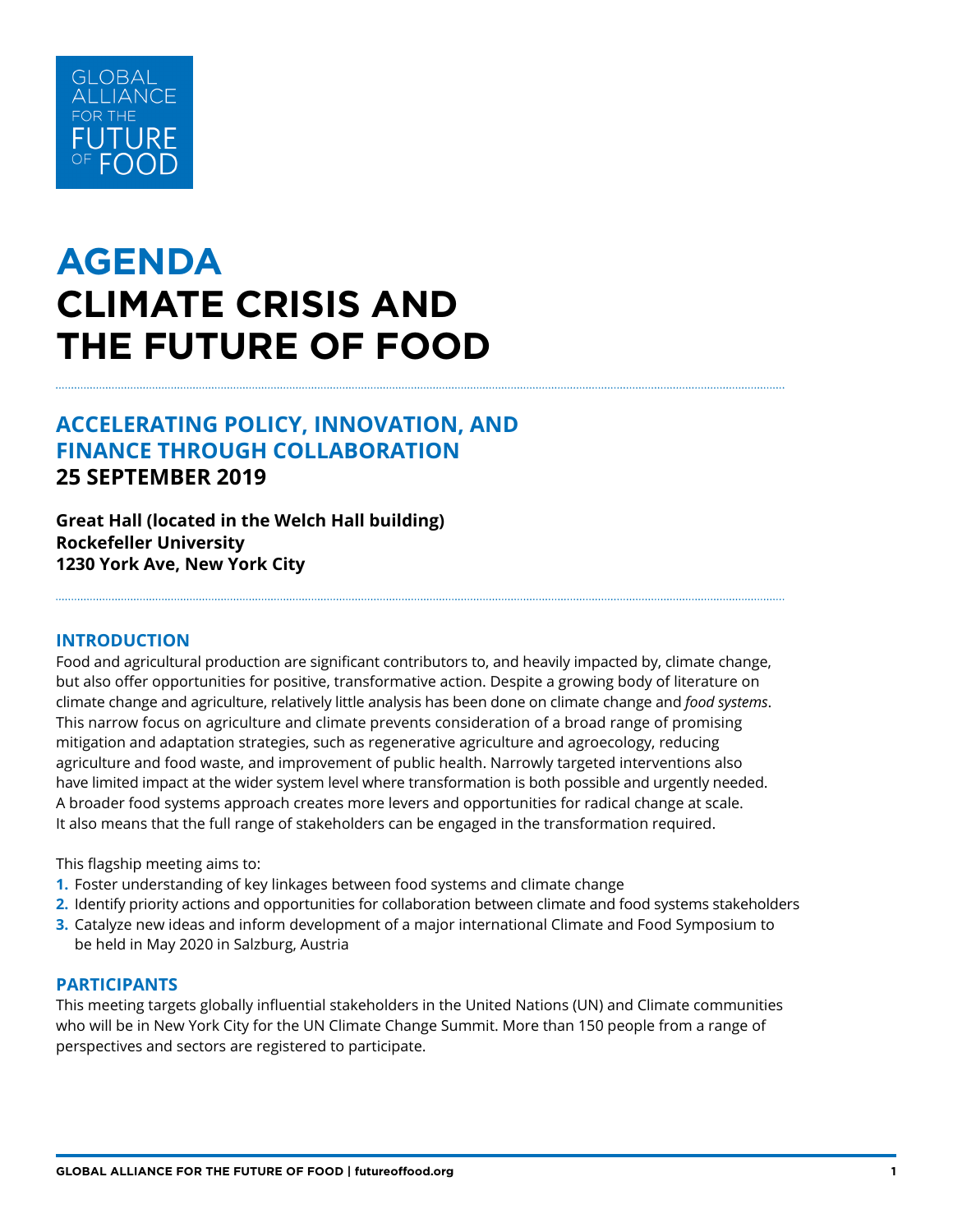GLOBAL ALLIANCE FOR THE FUTURE OF FOOD

# AGENDA
# CLIMATE CRISIS AND THE FUTURE OF FOOD

## ACCELERATING POLICY, INNOVATION, AND FINANCE THROUGH COLLABORATION
**25 SEPTEMBER 2019**

**Great Hall (located in the Welch Hall building)**
**Rockefeller University**
**1230 York Ave, New York City**

### INTRODUCTION

Food and agricultural production are significant contributors to, and heavily impacted by, climate change, but also offer opportunities for positive, transformative action. Despite a growing body of literature on climate change and agriculture, relatively little analysis has been done on climate change and *food systems*. This narrow focus on agriculture and climate prevents consideration of a broad range of promising mitigation and adaptation strategies, such as regenerative agriculture and agroecology, reducing agriculture and food waste, and improvement of public health. Narrowly targeted interventions also have limited impact at the wider system level where transformation is both possible and urgently needed. A broader food systems approach creates more levers and opportunities for radical change at scale. It also means that the full range of stakeholders can be engaged in the transformation required.

This flagship meeting aims to:

1. Foster understanding of key linkages between food systems and climate change
2. Identify priority actions and opportunities for collaboration between climate and food systems stakeholders
3. Catalyze new ideas and inform development of a major international Climate and Food Symposium to be held in May 2020 in Salzburg, Austria

### PARTICIPANTS

This meeting targets globally influential stakeholders in the United Nations (UN) and Climate communities who will be in New York City for the UN Climate Change Summit. More than 150 people from a range of perspectives and sectors are registered to participate.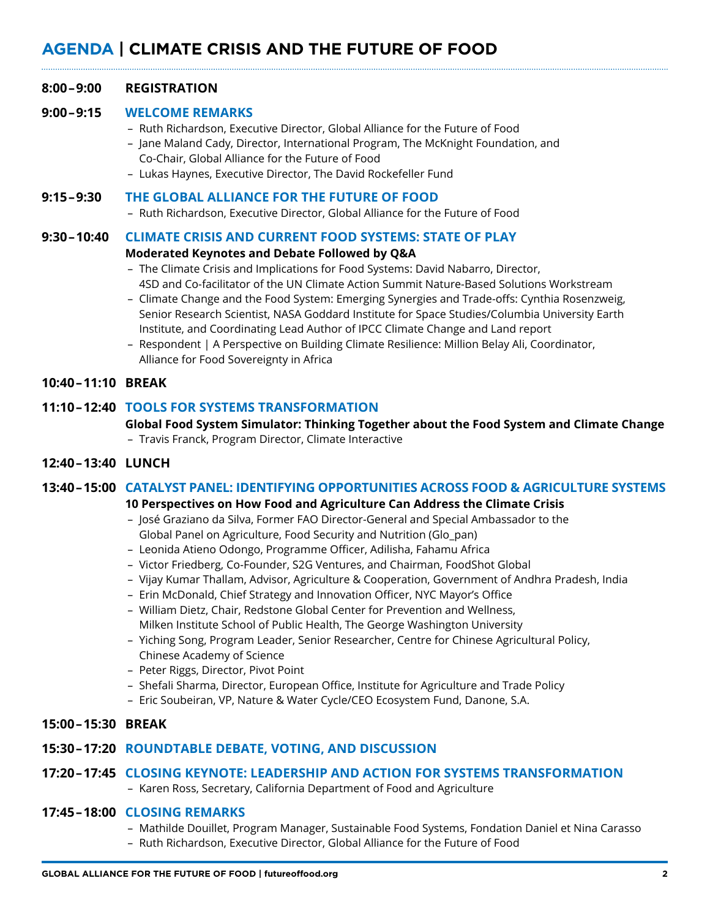# AGENDA | CLIMATE CRISIS AND THE FUTURE OF FOOD

**8:00–9:00** **REGISTRATION**

**9:00–9:15** **WELCOME REMARKS**

- Ruth Richardson, Executive Director, Global Alliance for the Future of Food
- Jane Maland Cady, Director, International Program, The McKnight Foundation, and Co-Chair, Global Alliance for the Future of Food
- Lukas Haynes, Executive Director, The David Rockefeller Fund

**9:15–9:30** **THE GLOBAL ALLIANCE FOR THE FUTURE OF FOOD**

- Ruth Richardson, Executive Director, Global Alliance for the Future of Food

**9:30–10:40** **CLIMATE CRISIS AND CURRENT FOOD SYSTEMS: STATE OF PLAY**

**Moderated Keynotes and Debate Followed by Q&A**

- The Climate Crisis and Implications for Food Systems: David Nabarro, Director, 4SD and Co-facilitator of the UN Climate Action Summit Nature-Based Solutions Workstream
- Climate Change and the Food System: Emerging Synergies and Trade-offs: Cynthia Rosenzweig, Senior Research Scientist, NASA Goddard Institute for Space Studies/Columbia University Earth Institute, and Coordinating Lead Author of IPCC Climate Change and Land report
- Respondent | A Perspective on Building Climate Resilience: Million Belay Ali, Coordinator, Alliance for Food Sovereignty in Africa

**10:40–11:10** **BREAK**

**11:10–12:40** **TOOLS FOR SYSTEMS TRANSFORMATION**

**Global Food System Simulator: Thinking Together about the Food System and Climate Change**

- Travis Franck, Program Director, Climate Interactive

**12:40–13:40** **LUNCH**

**13:40–15:00** **CATALYST PANEL: IDENTIFYING OPPORTUNITIES ACROSS FOOD & AGRICULTURE SYSTEMS**

**10 Perspectives on How Food and Agriculture Can Address the Climate Crisis**

- José Graziano da Silva, Former FAO Director-General and Special Ambassador to the Global Panel on Agriculture, Food Security and Nutrition (Glo_pan)
- Leonida Atieno Odongo, Programme Officer, Adilisha, Fahamu Africa
- Victor Friedberg, Co-Founder, S2G Ventures, and Chairman, FoodShot Global
- Vijay Kumar Thallam, Advisor, Agriculture & Cooperation, Government of Andhra Pradesh, India
- Erin McDonald, Chief Strategy and Innovation Officer, NYC Mayor's Office
- William Dietz, Chair, Redstone Global Center for Prevention and Wellness, Milken Institute School of Public Health, The George Washington University
- Yiching Song, Program Leader, Senior Researcher, Centre for Chinese Agricultural Policy, Chinese Academy of Science
- Peter Riggs, Director, Pivot Point
- Shefali Sharma, Director, European Office, Institute for Agriculture and Trade Policy
- Eric Soubeiran, VP, Nature & Water Cycle/CEO Ecosystem Fund, Danone, S.A.

**15:00–15:30** **BREAK**

**15:30–17:20** **ROUNDTABLE DEBATE, VOTING, AND DISCUSSION**

**17:20–17:45** **CLOSING KEYNOTE: LEADERSHIP AND ACTION FOR SYSTEMS TRANSFORMATION**

- Karen Ross, Secretary, California Department of Food and Agriculture

**17:45–18:00** **CLOSING REMARKS**

- Mathilde Douillet, Program Manager, Sustainable Food Systems, Fondation Daniel et Nina Carasso
- Ruth Richardson, Executive Director, Global Alliance for the Future of Food